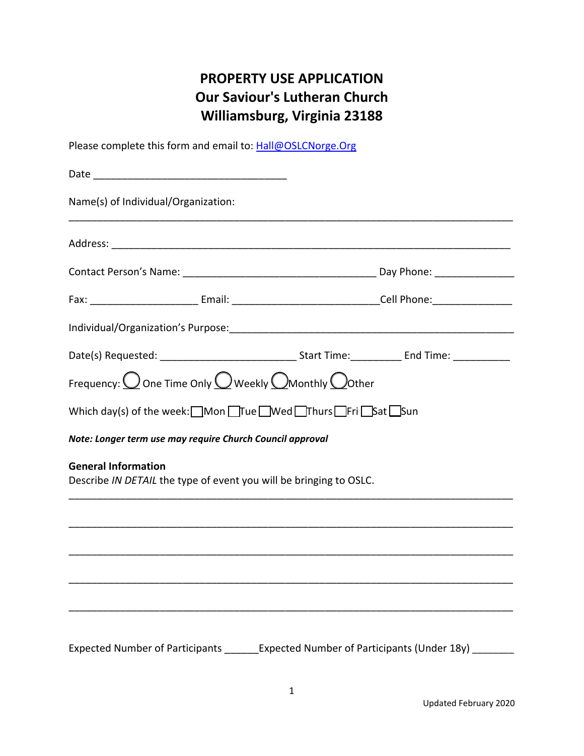# PROPERTY USE APPLICATION
# Our Saviour's Lutheran Church
# Williamsburg, Virginia 23188

Please complete this form and email to: Hall@OSLCNorge.Org

Date ___________________________________

Name(s) of Individual/Organization:

_____________________________________________________________________________

Address: _________________________________________________________________________

Contact Person's Name: ___________________________________ Day Phone: ______________

Fax: ___________________ Email: __________________________Cell Phone:______________

Individual/Organization's Purpose:___________________________________________________

Date(s) Requested: ________________________ Start Time:_________ End Time: __________

Frequency: ◯ One Time Only ◯ Weekly ◯ Monthly ◯ Other

Which day(s) of the week: ☐ Mon ☐ Tue ☐ Wed ☐ Thurs ☐ Fri ☐ Sat ☐ Sun

***Note: Longer term use may require Church Council approval***

**General Information**
Describe *IN DETAIL* the type of event you will be bringing to OSLC.

_____________________________________________________________________________

_____________________________________________________________________________

_____________________________________________________________________________

_____________________________________________________________________________

_____________________________________________________________________________

Expected Number of Participants ______Expected Number of Participants (Under 18y) _______

Updated February 2020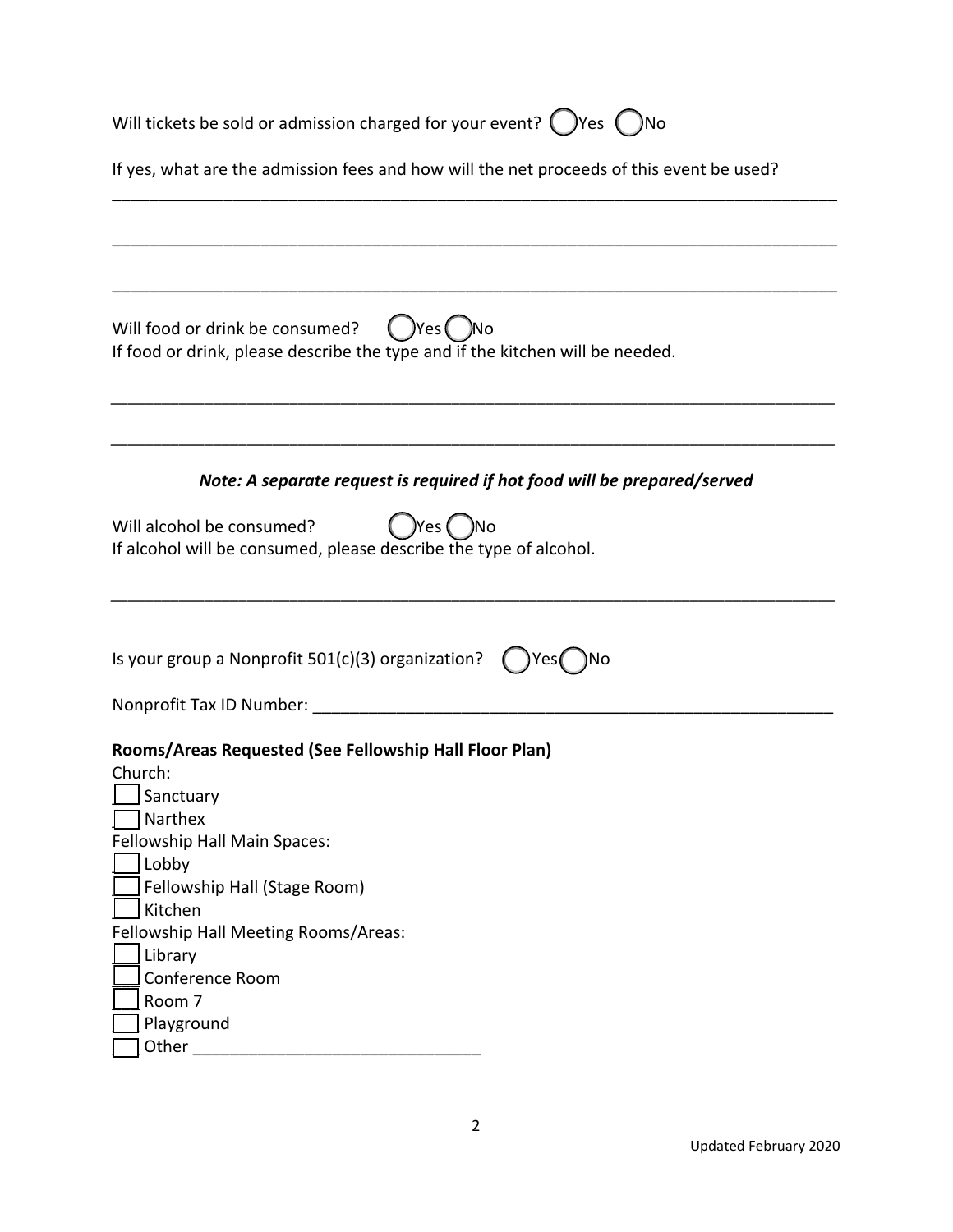Will tickets be sold or admission charged for your event? ◯ Yes ◯ No

If yes, what are the admission fees and how will the net proceeds of this event be used?

_______________________________________________________________________________

_______________________________________________________________________________

_______________________________________________________________________________

Will food or drink be consumed? ◯ Yes ◯ No

If food or drink, please describe the type and if the kitchen will be needed.

_______________________________________________________________________________

_______________________________________________________________________________

***Note: A separate request is required if hot food will be prepared/served***

Will alcohol be consumed? ◯ Yes ◯ No

If alcohol will be consumed, please describe the type of alcohol.

_______________________________________________________________________________

Is your group a Nonprofit 501(c)(3) organization? ◯ Yes ◯ No

Nonprofit Tax ID Number: ___________________________________________________________

**Rooms/Areas Requested (See Fellowship Hall Floor Plan)**

Church:

- [ ] Sanctuary
- [ ] Narthex

Fellowship Hall Main Spaces:

- [ ] Lobby
- [ ] Fellowship Hall (Stage Room)
- [ ] Kitchen

Fellowship Hall Meeting Rooms/Areas:

- [ ] Library
- [ ] Conference Room
- [ ] Room 7
- [ ] Playground
- [ ] Other _______________________________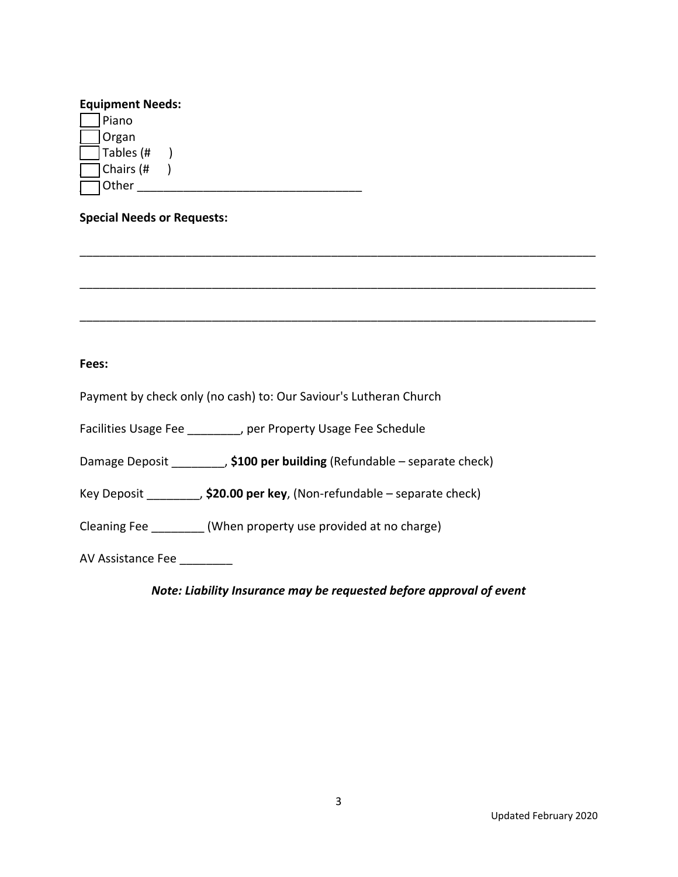**Equipment Needs:**

- [ ] Piano
- [ ] Organ
- [ ] Tables (#     )
- [ ] Chairs (#     )
- [ ] Other ___________________________________

**Special Needs or Requests:**

_______________________________________________________________________________

_______________________________________________________________________________

_______________________________________________________________________________

**Fees:**

Payment by check only (no cash) to: Our Saviour's Lutheran Church

Facilities Usage Fee ________, per Property Usage Fee Schedule

Damage Deposit ________, **$100 per building** (Refundable – separate check)

Key Deposit ________, **$20.00 per key**, (Non-refundable – separate check)

Cleaning Fee ________ (When property use provided at no charge)

AV Assistance Fee ________

***Note: Liability Insurance may be requested before approval of event***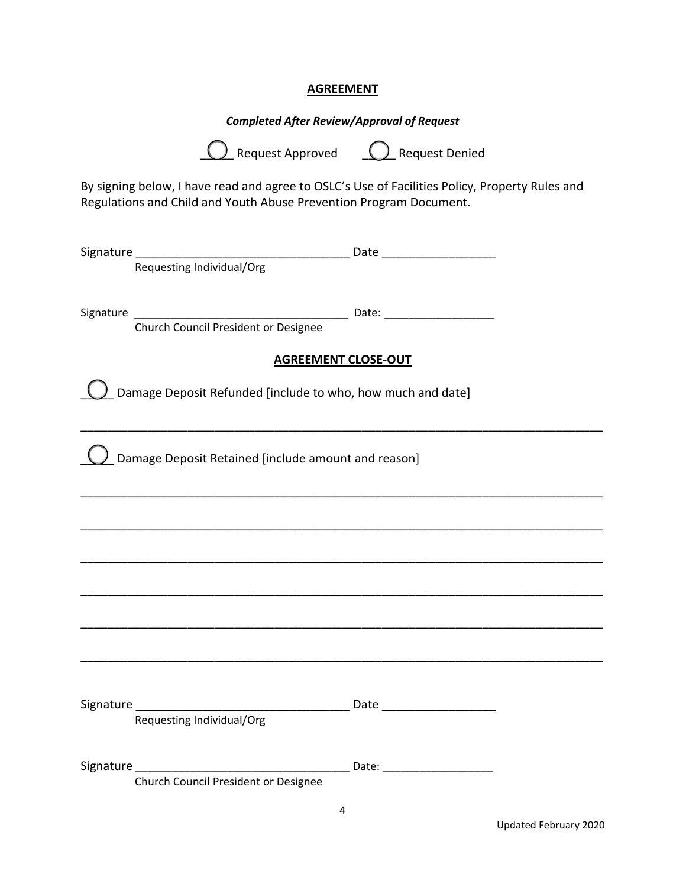## **AGREEMENT**

***Completed After Review/Approval of Request***

☐ Request Approved ☐ Request Denied

By signing below, I have read and agree to OSLC's Use of Facilities Policy, Property Rules and Regulations and Child and Youth Abuse Prevention Program Document.

Signature ________________________________ Date ________________
Requesting Individual/Org

Signature ________________________________ Date: ________________
Church Council President or Designee

## **AGREEMENT CLOSE-OUT**

☐ Damage Deposit Refunded [include to who, how much and date]

______________________________________________________________________________

☐ Damage Deposit Retained [include amount and reason]

______________________________________________________________________________

______________________________________________________________________________

______________________________________________________________________________

______________________________________________________________________________

______________________________________________________________________________

______________________________________________________________________________

Signature ________________________________ Date ________________
Requesting Individual/Org

Signature ________________________________ Date: ________________
Church Council President or Designee

Updated February 2020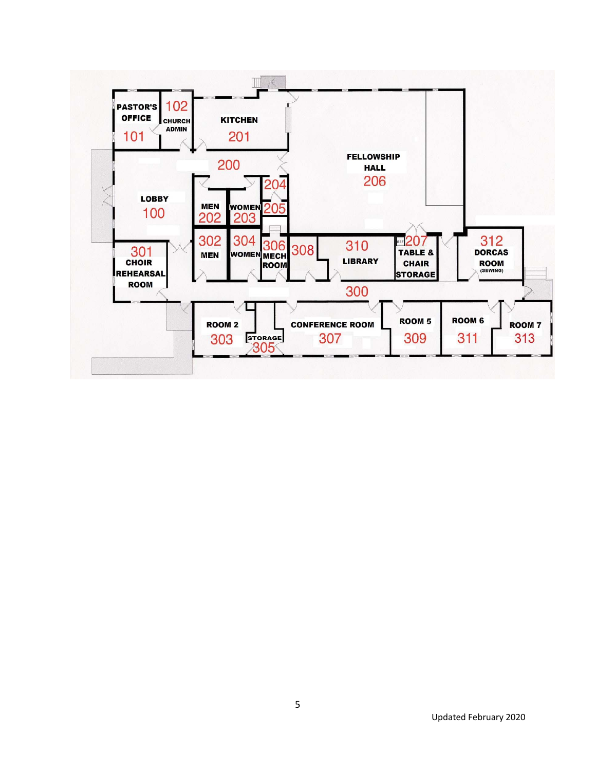PASTOR'S OFFICE 101

102 CHURCH ADMIN

KITCHEN 201

200

FELLOWSHIP HALL 206

LOBBY 100

MEN 202

WOMEN 203

204

205

301 CHOIR REHEARSAL ROOM

302 MEN

304 WOMEN

306 MECH ROOM

308

310 LIBRARY

REF 207 TABLE & CHAIR STORAGE

312 DORCAS ROOM (SEWING)

300

ROOM 2 303

STORAGE 305

CONFERENCE ROOM 307

ROOM 5 309

ROOM 6 311

ROOM 7 313